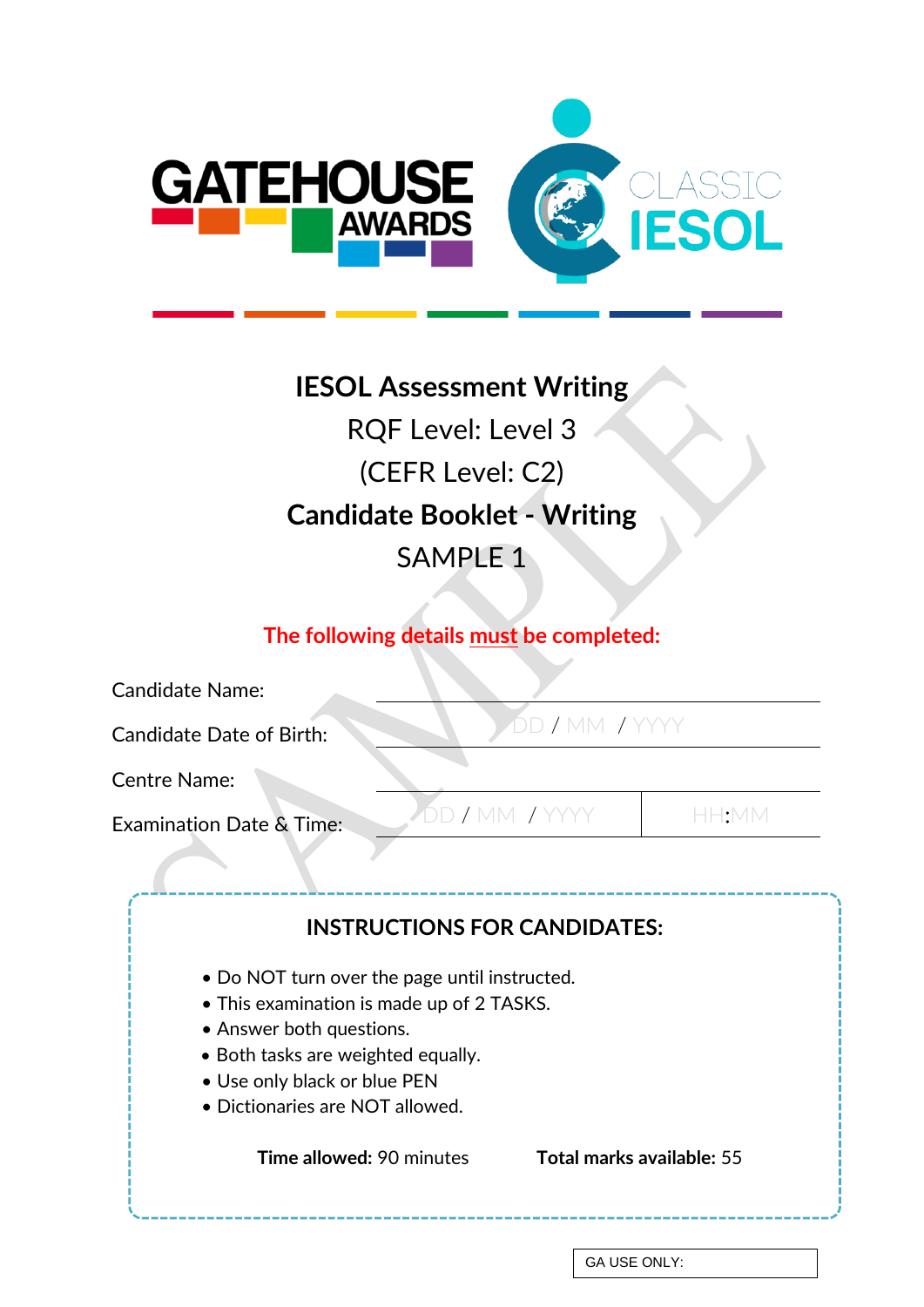GATEHOUSE AWARDS

CLASSIC IESOL

# IESOL Assessment Writing

RQF Level: Level 3

(CEFR Level: C2)

## Candidate Booklet - Writing

SAMPLE 1

**The following details must be completed:**

| | |
|---|---|
| Candidate Name: | |
| Candidate Date of Birth: | DD / MM / YYYY |
| Centre Name: | |
| Examination Date & Time: | DD / MM / YYYY \| HH:MM |

### INSTRUCTIONS FOR CANDIDATES:

- Do NOT turn over the page until instructed.
- This examination is made up of 2 TASKS.
- Answer both questions.
- Both tasks are weighted equally.
- Use only black or blue PEN
- Dictionaries are NOT allowed.

**Time allowed:** 90 minutes

**Total marks available:** 55

GA USE ONLY: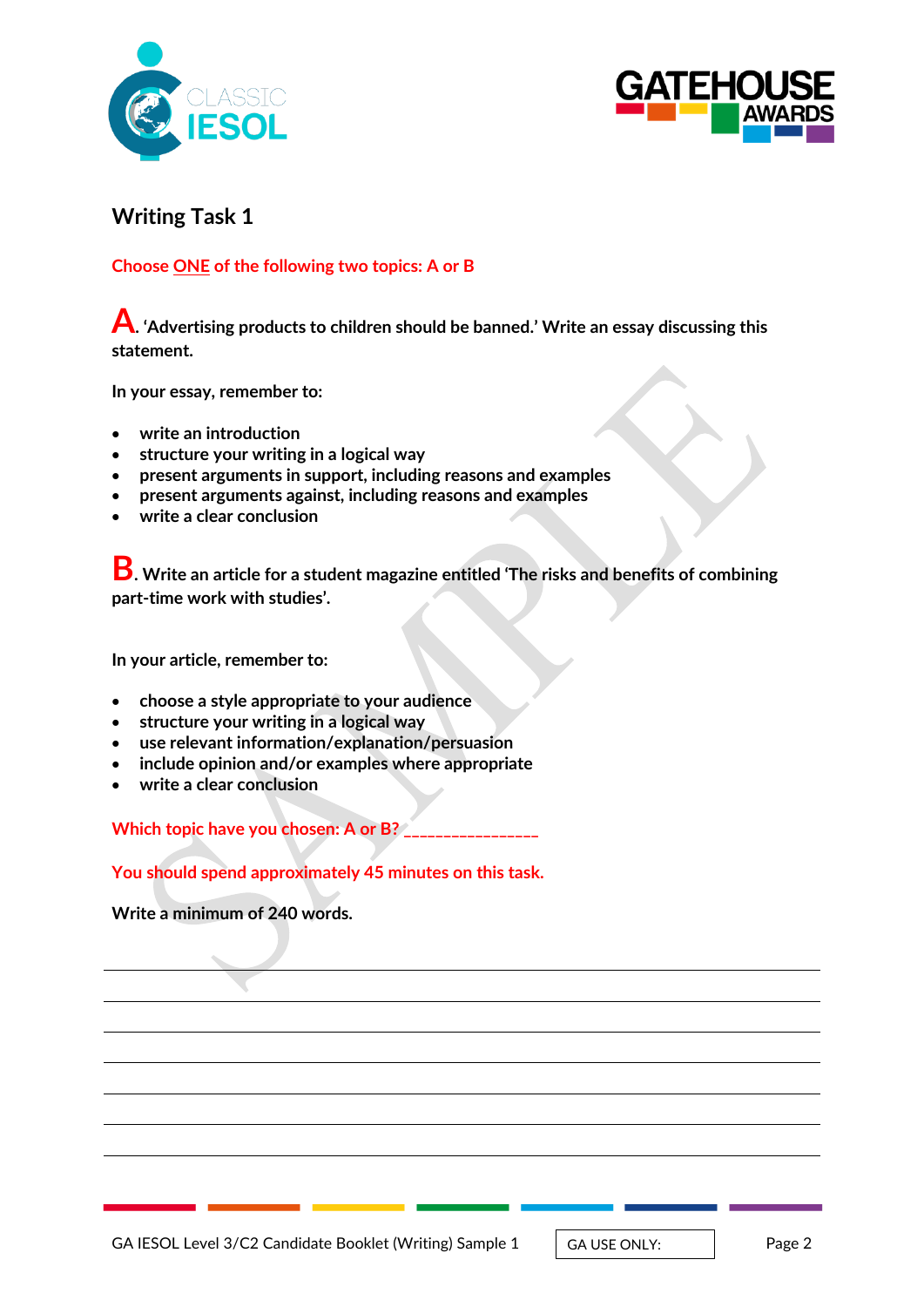## Writing Task 1

Choose ONE of the following two topics: A or B

**A. 'Advertising products to children should be banned.' Write an essay discussing this statement.**

**In your essay, remember to:**

- write an introduction
- structure your writing in a logical way
- present arguments in support, including reasons and examples
- present arguments against, including reasons and examples
- write a clear conclusion

**B. Write an article for a student magazine entitled 'The risks and benefits of combining part-time work with studies'.**

**In your article, remember to:**

- choose a style appropriate to your audience
- structure your writing in a logical way
- use relevant information/explanation/persuasion
- include opinion and/or examples where appropriate
- write a clear conclusion

Which topic have you chosen: A or B? _________________

You should spend approximately 45 minutes on this task.

**Write a minimum of 240 words.**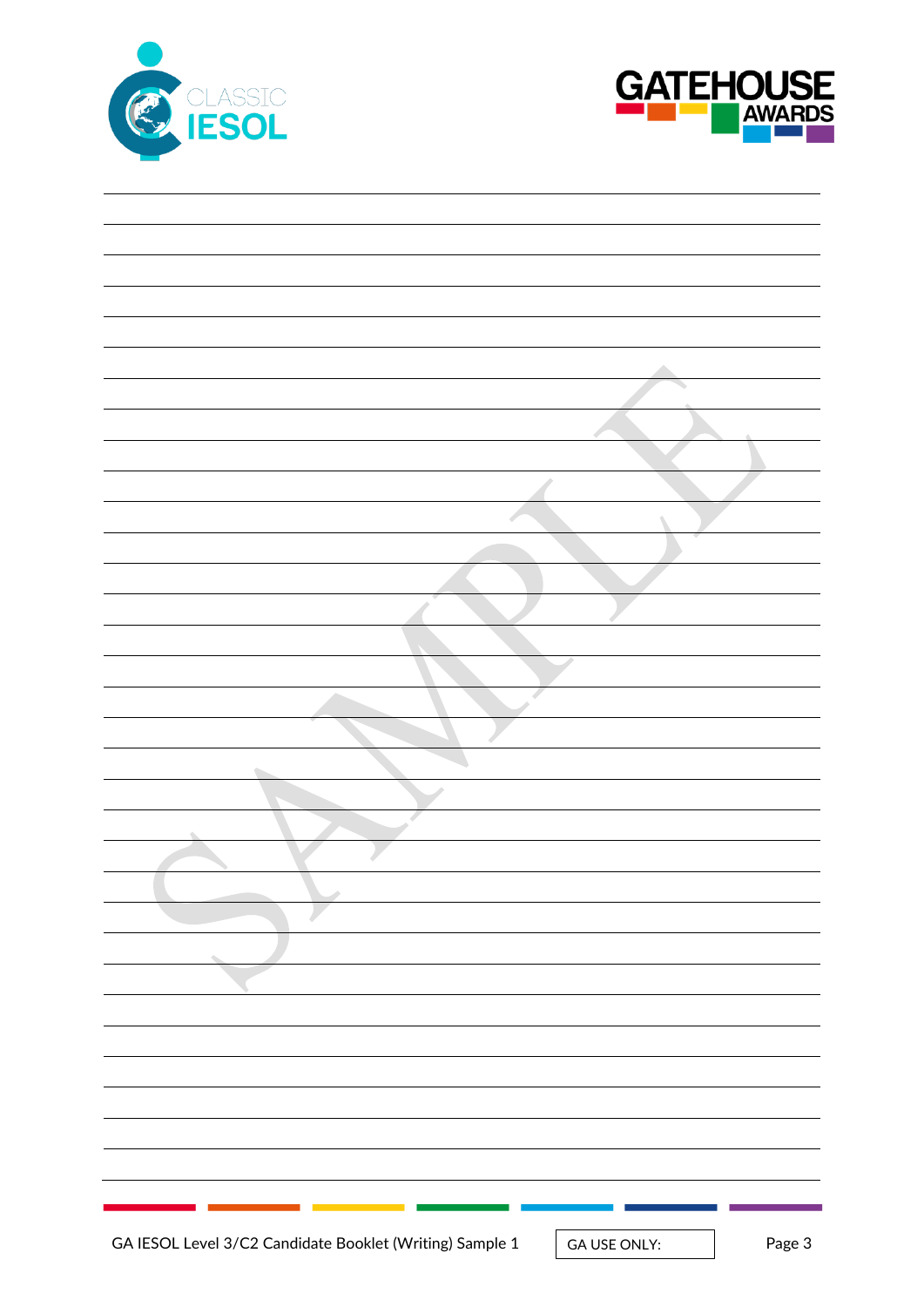GA USE ONLY: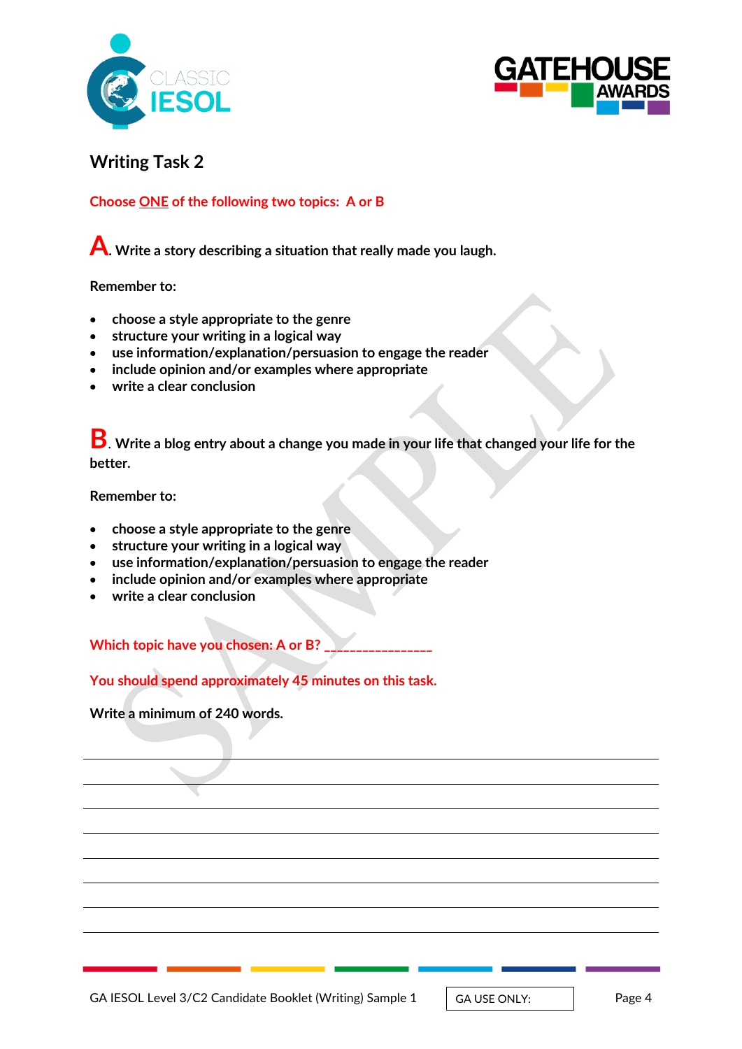## Writing Task 2

Choose ONE of the following two topics:  A or B

**A. Write a story describing a situation that really made you laugh.**

**Remember to:**

- choose a style appropriate to the genre
- structure your writing in a logical way
- use information/explanation/persuasion to engage the reader
- include opinion and/or examples where appropriate
- write a clear conclusion

**B. Write a blog entry about a change you made in your life that changed your life for the better.**

**Remember to:**

- choose a style appropriate to the genre
- structure your writing in a logical way
- use information/explanation/persuasion to engage the reader
- include opinion and/or examples where appropriate
- write a clear conclusion

Which topic have you chosen: A or B? ________________

You should spend approximately 45 minutes on this task.

**Write a minimum of 240 words.**

GA USE ONLY: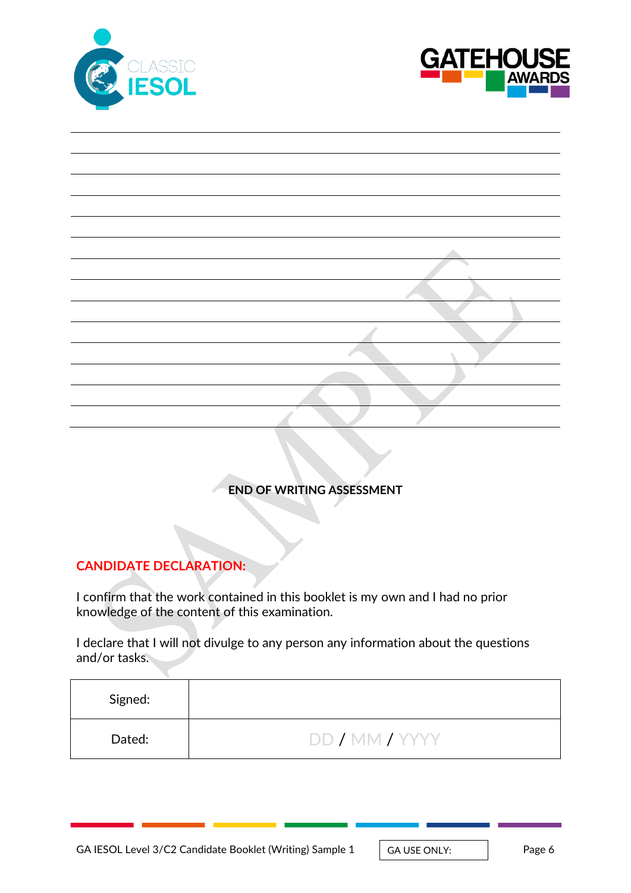**END OF WRITING ASSESSMENT**

**CANDIDATE DECLARATION:**

I confirm that the work contained in this booklet is my own and I had no prior knowledge of the content of this examination.

I declare that I will not divulge to any person any information about the questions and/or tasks.

| | |
|---|---|
| Signed: | |
| Dated: | DD / MM / YYYY |